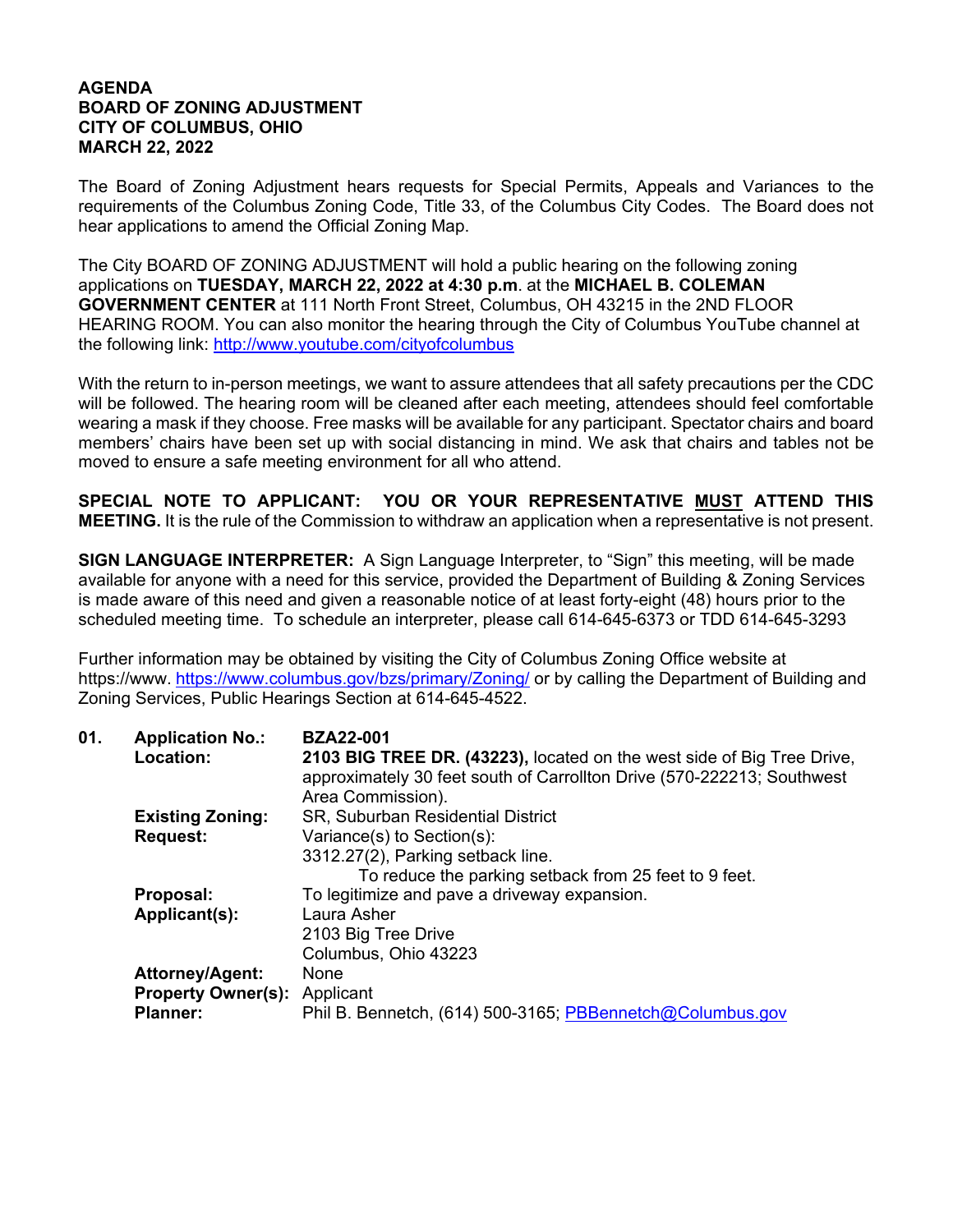**AGENDA**
**BOARD OF ZONING ADJUSTMENT**
**CITY OF COLUMBUS, OHIO**
**MARCH 22, 2022**

The Board of Zoning Adjustment hears requests for Special Permits, Appeals and Variances to the requirements of the Columbus Zoning Code, Title 33, of the Columbus City Codes. The Board does not hear applications to amend the Official Zoning Map.

The City BOARD OF ZONING ADJUSTMENT will hold a public hearing on the following zoning applications on **TUESDAY, MARCH 22, 2022 at 4:30 p.m**. at the **MICHAEL B. COLEMAN GOVERNMENT CENTER** at 111 North Front Street, Columbus, OH 43215 in the 2ND FLOOR HEARING ROOM. You can also monitor the hearing through the City of Columbus YouTube channel at the following link: http://www.youtube.com/cityofcolumbus

With the return to in-person meetings, we want to assure attendees that all safety precautions per the CDC will be followed. The hearing room will be cleaned after each meeting, attendees should feel comfortable wearing a mask if they choose. Free masks will be available for any participant. Spectator chairs and board members' chairs have been set up with social distancing in mind. We ask that chairs and tables not be moved to ensure a safe meeting environment for all who attend.

**SPECIAL NOTE TO APPLICANT: YOU OR YOUR REPRESENTATIVE MUST ATTEND THIS MEETING.** It is the rule of the Commission to withdraw an application when a representative is not present.

**SIGN LANGUAGE INTERPRETER:** A Sign Language Interpreter, to "Sign" this meeting, will be made available for anyone with a need for this service, provided the Department of Building & Zoning Services is made aware of this need and given a reasonable notice of at least forty-eight (48) hours prior to the scheduled meeting time. To schedule an interpreter, please call 614-645-6373 or TDD 614-645-3293

Further information may be obtained by visiting the City of Columbus Zoning Office website at https://www. https://www.columbus.gov/bzs/primary/Zoning/ or by calling the Department of Building and Zoning Services, Public Hearings Section at 614-645-4522.

**01. Application No.:** **BZA22-001**

**Location:** **2103 BIG TREE DR. (43223),** located on the west side of Big Tree Drive, approximately 30 feet south of Carrollton Drive (570-222213; Southwest Area Commission).

**Existing Zoning:** SR, Suburban Residential District

**Request:** Variance(s) to Section(s):
3312.27(2), Parking setback line.
To reduce the parking setback from 25 feet to 9 feet.

**Proposal:** To legitimize and pave a driveway expansion.

**Applicant(s):** Laura Asher
2103 Big Tree Drive
Columbus, Ohio 43223

**Attorney/Agent:** None

**Property Owner(s):** Applicant

**Planner:** Phil B. Bennetch, (614) 500-3165; PBBennetch@Columbus.gov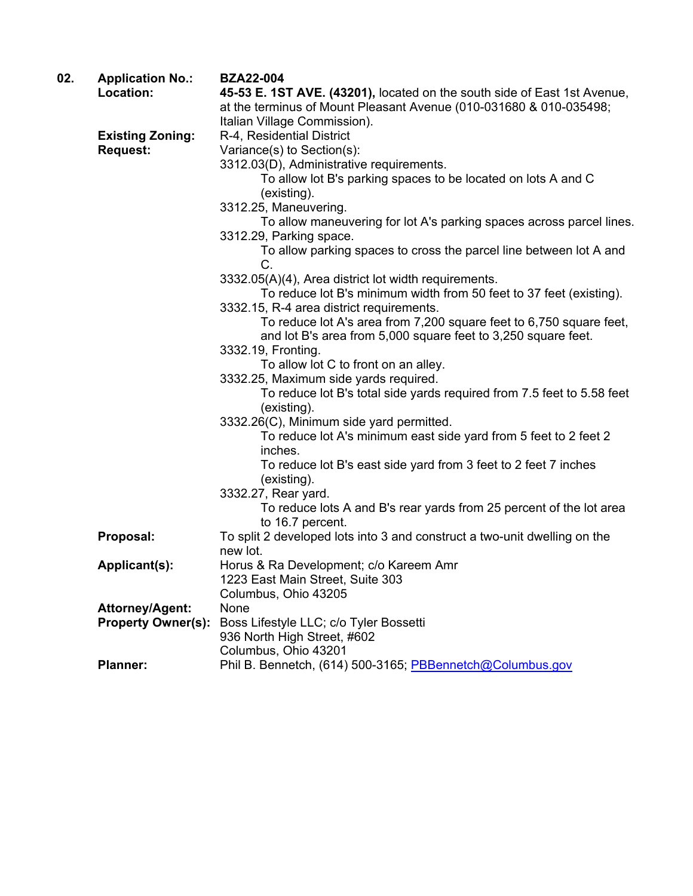**02.** **Application No.:** **BZA22-004**

**Location:** **45-53 E. 1ST AVE. (43201),** located on the south side of East 1st Avenue, at the terminus of Mount Pleasant Avenue (010-031680 & 010-035498; Italian Village Commission).

**Existing Zoning:** R-4, Residential District

**Request:** Variance(s) to Section(s):

3312.03(D), Administrative requirements.
- To allow lot B's parking spaces to be located on lots A and C (existing).

3312.25, Maneuvering.
- To allow maneuvering for lot A's parking spaces across parcel lines.

3312.29, Parking space.
- To allow parking spaces to cross the parcel line between lot A and C.

3332.05(A)(4), Area district lot width requirements.
- To reduce lot B's minimum width from 50 feet to 37 feet (existing).

3332.15, R-4 area district requirements.
- To reduce lot A's area from 7,200 square feet to 6,750 square feet, and lot B's area from 5,000 square feet to 3,250 square feet.

3332.19, Fronting.
- To allow lot C to front on an alley.

3332.25, Maximum side yards required.
- To reduce lot B's total side yards required from 7.5 feet to 5.58 feet (existing).

3332.26(C), Minimum side yard permitted.
- To reduce lot A's minimum east side yard from 5 feet to 2 feet 2 inches.
- To reduce lot B's east side yard from 3 feet to 2 feet 7 inches (existing).

3332.27, Rear yard.
- To reduce lots A and B's rear yards from 25 percent of the lot area to 16.7 percent.

**Proposal:** To split 2 developed lots into 3 and construct a two-unit dwelling on the new lot.

**Applicant(s):** Horus & Ra Development; c/o Kareem Amr
1223 East Main Street, Suite 303
Columbus, Ohio 43205

**Attorney/Agent:** None

**Property Owner(s):** Boss Lifestyle LLC; c/o Tyler Bossetti
936 North High Street, #602
Columbus, Ohio 43201

**Planner:** Phil B. Bennetch, (614) 500-3165; PBBennetch@Columbus.gov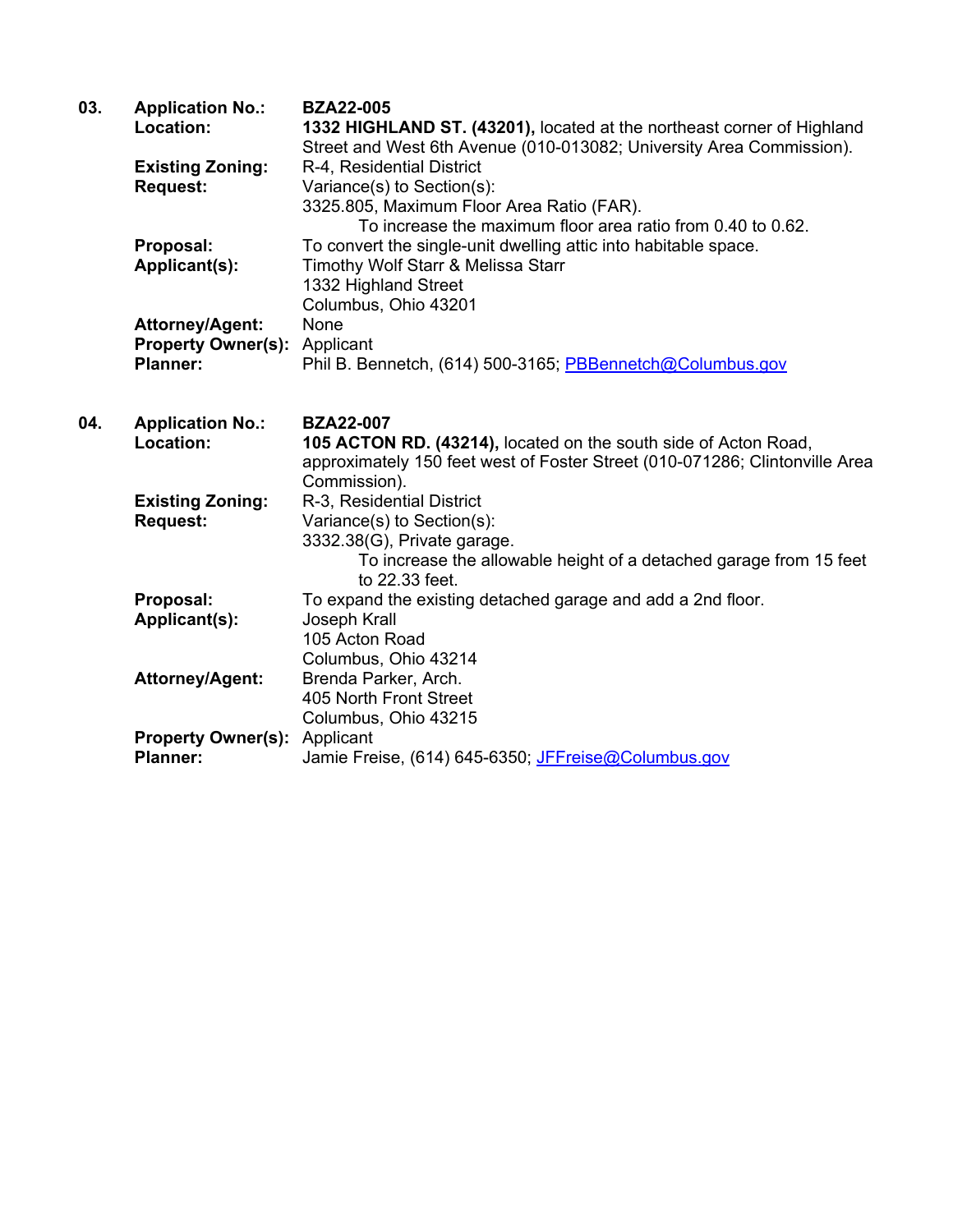**03.** **Application No.:** **BZA22-005**

**Location:** **1332 HIGHLAND ST. (43201),** located at the northeast corner of Highland Street and West 6th Avenue (010-013082; University Area Commission).

**Existing Zoning:** R-4, Residential District

**Request:** Variance(s) to Section(s):
3325.805, Maximum Floor Area Ratio (FAR).
To increase the maximum floor area ratio from 0.40 to 0.62.

**Proposal:** To convert the single-unit dwelling attic into habitable space.

**Applicant(s):** Timothy Wolf Starr & Melissa Starr
1332 Highland Street
Columbus, Ohio 43201

**Attorney/Agent:** None

**Property Owner(s):** Applicant

**Planner:** Phil B. Bennetch, (614) 500-3165; PBBennetch@Columbus.gov

**04.** **Application No.:** **BZA22-007**

**Location:** **105 ACTON RD. (43214),** located on the south side of Acton Road, approximately 150 feet west of Foster Street (010-071286; Clintonville Area Commission).

**Existing Zoning:** R-3, Residential District

**Request:** Variance(s) to Section(s):
3332.38(G), Private garage.
To increase the allowable height of a detached garage from 15 feet to 22.33 feet.

**Proposal:** To expand the existing detached garage and add a 2nd floor.

**Applicant(s):** Joseph Krall
105 Acton Road
Columbus, Ohio 43214

**Attorney/Agent:** Brenda Parker, Arch.
405 North Front Street
Columbus, Ohio 43215

**Property Owner(s):** Applicant

**Planner:** Jamie Freise, (614) 645-6350; JFFreise@Columbus.gov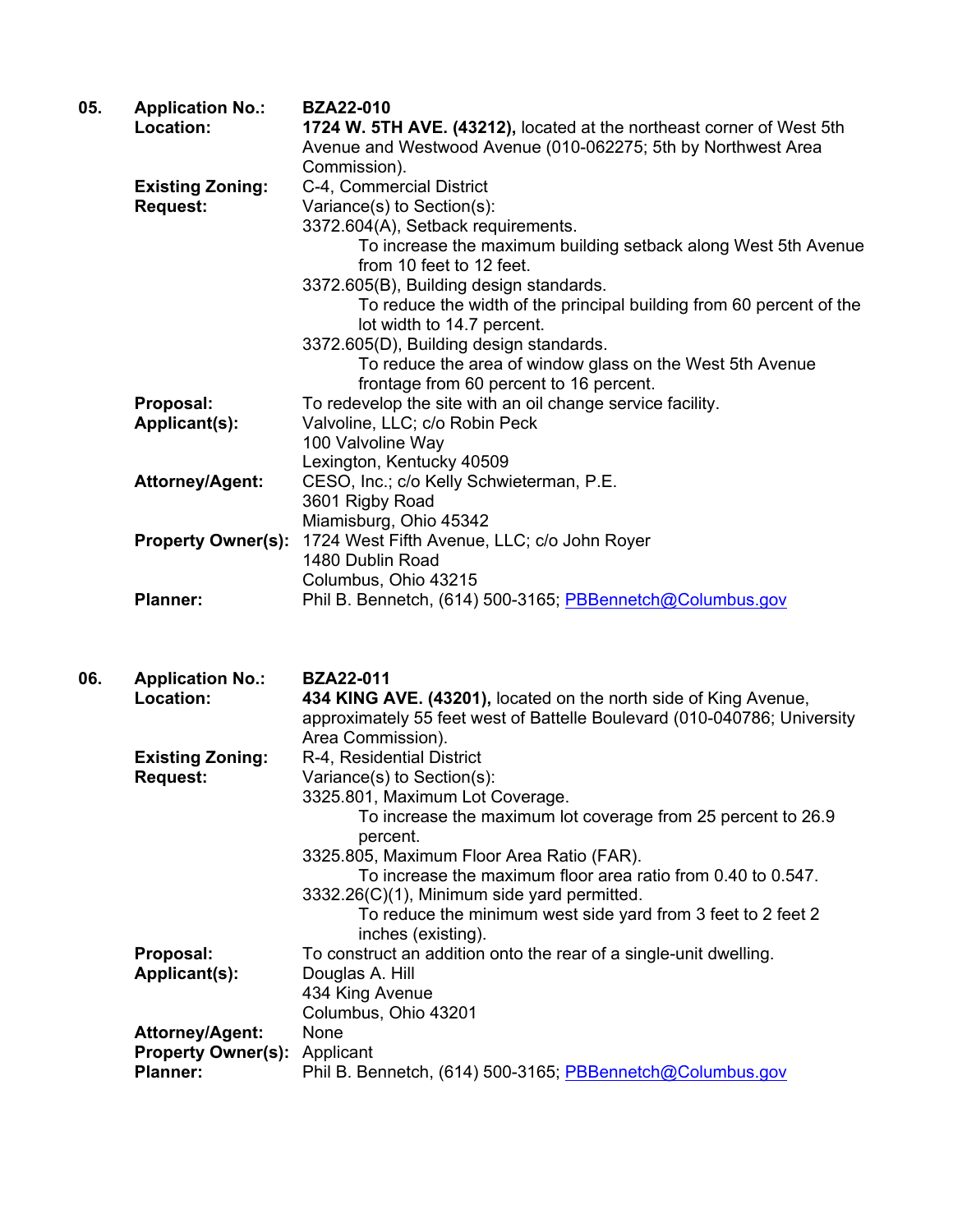**05.** **Application No.:** **BZA22-010**

**Location:** **1724 W. 5TH AVE. (43212),** located at the northeast corner of West 5th Avenue and Westwood Avenue (010-062275; 5th by Northwest Area Commission).

**Existing Zoning:** C-4, Commercial District

**Request:** Variance(s) to Section(s):

3372.604(A), Setback requirements.
  To increase the maximum building setback along West 5th Avenue from 10 feet to 12 feet.

3372.605(B), Building design standards.
  To reduce the width of the principal building from 60 percent of the lot width to 14.7 percent.

3372.605(D), Building design standards.
  To reduce the area of window glass on the West 5th Avenue frontage from 60 percent to 16 percent.

**Proposal:** To redevelop the site with an oil change service facility.

**Applicant(s):** Valvoline, LLC; c/o Robin Peck
100 Valvoline Way
Lexington, Kentucky 40509

**Attorney/Agent:** CESO, Inc.; c/o Kelly Schwieterman, P.E.
3601 Rigby Road
Miamisburg, Ohio 45342

**Property Owner(s):** 1724 West Fifth Avenue, LLC; c/o John Royer
1480 Dublin Road
Columbus, Ohio 43215

**Planner:** Phil B. Bennetch, (614) 500-3165; PBBennetch@Columbus.gov

**06.** **Application No.:** **BZA22-011**

**Location:** **434 KING AVE. (43201),** located on the north side of King Avenue, approximately 55 feet west of Battelle Boulevard (010-040786; University Area Commission).

**Existing Zoning:** R-4, Residential District

**Request:** Variance(s) to Section(s):

3325.801, Maximum Lot Coverage.
  To increase the maximum lot coverage from 25 percent to 26.9 percent.

3325.805, Maximum Floor Area Ratio (FAR).
  To increase the maximum floor area ratio from 0.40 to 0.547.

3332.26(C)(1), Minimum side yard permitted.
  To reduce the minimum west side yard from 3 feet to 2 feet 2 inches (existing).

**Proposal:** To construct an addition onto the rear of a single-unit dwelling.

**Applicant(s):** Douglas A. Hill
434 King Avenue
Columbus, Ohio 43201

**Attorney/Agent:** None

**Property Owner(s):** Applicant

**Planner:** Phil B. Bennetch, (614) 500-3165; PBBennetch@Columbus.gov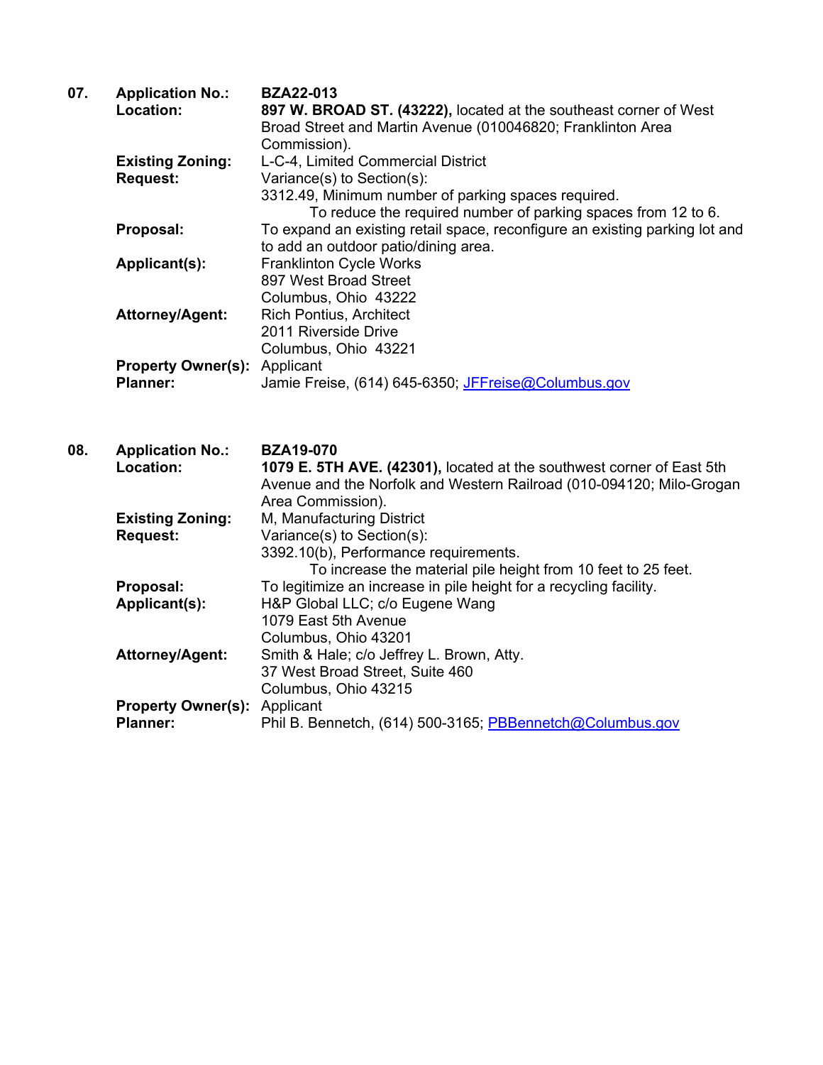**07.** **Application No.:** **BZA22-013**

**Location:** **897 W. BROAD ST. (43222),** located at the southeast corner of West Broad Street and Martin Avenue (010046820; Franklinton Area Commission).

**Existing Zoning:** L-C-4, Limited Commercial District

**Request:** Variance(s) to Section(s):

3312.49, Minimum number of parking spaces required.

To reduce the required number of parking spaces from 12 to 6.

**Proposal:** To expand an existing retail space, reconfigure an existing parking lot and to add an outdoor patio/dining area.

**Applicant(s):** Franklinton Cycle Works
897 West Broad Street
Columbus, Ohio 43222

**Attorney/Agent:** Rich Pontius, Architect
2011 Riverside Drive
Columbus, Ohio 43221

**Property Owner(s):** Applicant

**Planner:** Jamie Freise, (614) 645-6350; JFFreise@Columbus.gov

**08.** **Application No.:** **BZA19-070**

**Location:** **1079 E. 5TH AVE. (42301),** located at the southwest corner of East 5th Avenue and the Norfolk and Western Railroad (010-094120; Milo-Grogan Area Commission).

**Existing Zoning:** M, Manufacturing District

**Request:** Variance(s) to Section(s):

3392.10(b), Performance requirements.

To increase the material pile height from 10 feet to 25 feet.

**Proposal:** To legitimize an increase in pile height for a recycling facility.

**Applicant(s):** H&P Global LLC; c/o Eugene Wang
1079 East 5th Avenue
Columbus, Ohio 43201

**Attorney/Agent:** Smith & Hale; c/o Jeffrey L. Brown, Atty.
37 West Broad Street, Suite 460
Columbus, Ohio 43215

**Property Owner(s):** Applicant

**Planner:** Phil B. Bennetch, (614) 500-3165; PBBennetch@Columbus.gov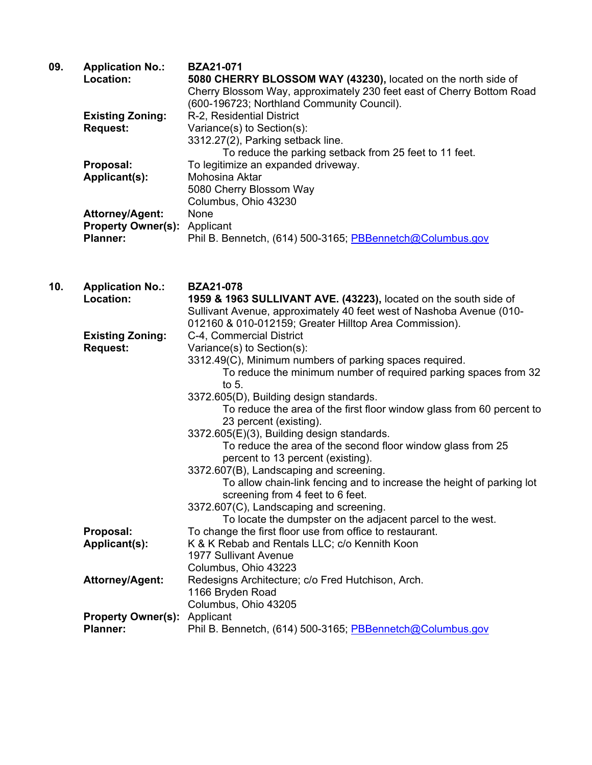**09.** **Application No.:** **BZA21-071**

**Location:** **5080 CHERRY BLOSSOM WAY (43230),** located on the north side of Cherry Blossom Way, approximately 230 feet east of Cherry Bottom Road (600-196723; Northland Community Council).

**Existing Zoning:** R-2, Residential District

**Request:** Variance(s) to Section(s):

3312.27(2), Parking setback line.

To reduce the parking setback from 25 feet to 11 feet.

**Proposal:** To legitimize an expanded driveway.

**Applicant(s):** Mohosina Aktar
5080 Cherry Blossom Way
Columbus, Ohio 43230

**Attorney/Agent:** None

**Property Owner(s):** Applicant

**Planner:** Phil B. Bennetch, (614) 500-3165; PBBennetch@Columbus.gov

**10.** **Application No.:** **BZA21-078**

**Location:** **1959 & 1963 SULLIVANT AVE. (43223),** located on the south side of Sullivant Avenue, approximately 40 feet west of Nashoba Avenue (010-012160 & 010-012159; Greater Hilltop Area Commission).

**Existing Zoning:** C-4, Commercial District

**Request:** Variance(s) to Section(s):

3312.49(C), Minimum numbers of parking spaces required.

To reduce the minimum number of required parking spaces from 32 to 5.

3372.605(D), Building design standards.

To reduce the area of the first floor window glass from 60 percent to 23 percent (existing).

3372.605(E)(3), Building design standards.

To reduce the area of the second floor window glass from 25 percent to 13 percent (existing).

3372.607(B), Landscaping and screening.

To allow chain-link fencing and to increase the height of parking lot screening from 4 feet to 6 feet.

3372.607(C), Landscaping and screening.

To locate the dumpster on the adjacent parcel to the west.

**Proposal:** To change the first floor use from office to restaurant.

**Applicant(s):** K & K Rebab and Rentals LLC; c/o Kennith Koon
1977 Sullivant Avenue
Columbus, Ohio 43223

**Attorney/Agent:** Redesigns Architecture; c/o Fred Hutchison, Arch.
1166 Bryden Road
Columbus, Ohio 43205

**Property Owner(s):** Applicant

**Planner:** Phil B. Bennetch, (614) 500-3165; PBBennetch@Columbus.gov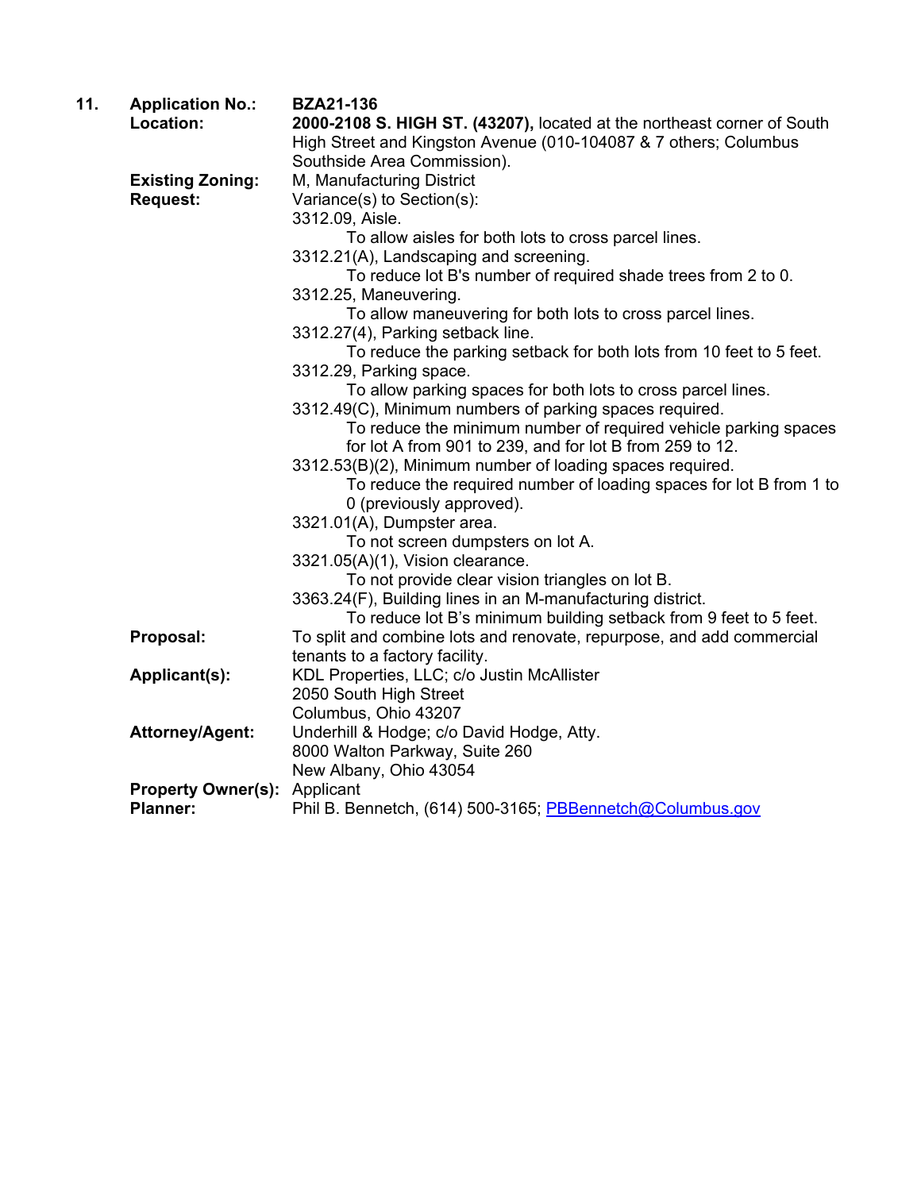**11.** **Application No.:** **BZA21-136**

**Location:** **2000-2108 S. HIGH ST. (43207),** located at the northeast corner of South High Street and Kingston Avenue (010-104087 & 7 others; Columbus Southside Area Commission).

**Existing Zoning:** M, Manufacturing District

**Request:** Variance(s) to Section(s):

3312.09, Aisle.
    To allow aisles for both lots to cross parcel lines.

3312.21(A), Landscaping and screening.
    To reduce lot B's number of required shade trees from 2 to 0.

3312.25, Maneuvering.
    To allow maneuvering for both lots to cross parcel lines.

3312.27(4), Parking setback line.
    To reduce the parking setback for both lots from 10 feet to 5 feet.

3312.29, Parking space.
    To allow parking spaces for both lots to cross parcel lines.

3312.49(C), Minimum numbers of parking spaces required.
    To reduce the minimum number of required vehicle parking spaces for lot A from 901 to 239, and for lot B from 259 to 12.

3312.53(B)(2), Minimum number of loading spaces required.
    To reduce the required number of loading spaces for lot B from 1 to 0 (previously approved).

3321.01(A), Dumpster area.
    To not screen dumpsters on lot A.

3321.05(A)(1), Vision clearance.
    To not provide clear vision triangles on lot B.

3363.24(F), Building lines in an M-manufacturing district.
    To reduce lot B's minimum building setback from 9 feet to 5 feet.

**Proposal:** To split and combine lots and renovate, repurpose, and add commercial tenants to a factory facility.

**Applicant(s):** KDL Properties, LLC; c/o Justin McAllister
2050 South High Street
Columbus, Ohio 43207

**Attorney/Agent:** Underhill & Hodge; c/o David Hodge, Atty.
8000 Walton Parkway, Suite 260
New Albany, Ohio 43054

**Property Owner(s):** Applicant

**Planner:** Phil B. Bennetch, (614) 500-3165; PBBennetch@Columbus.gov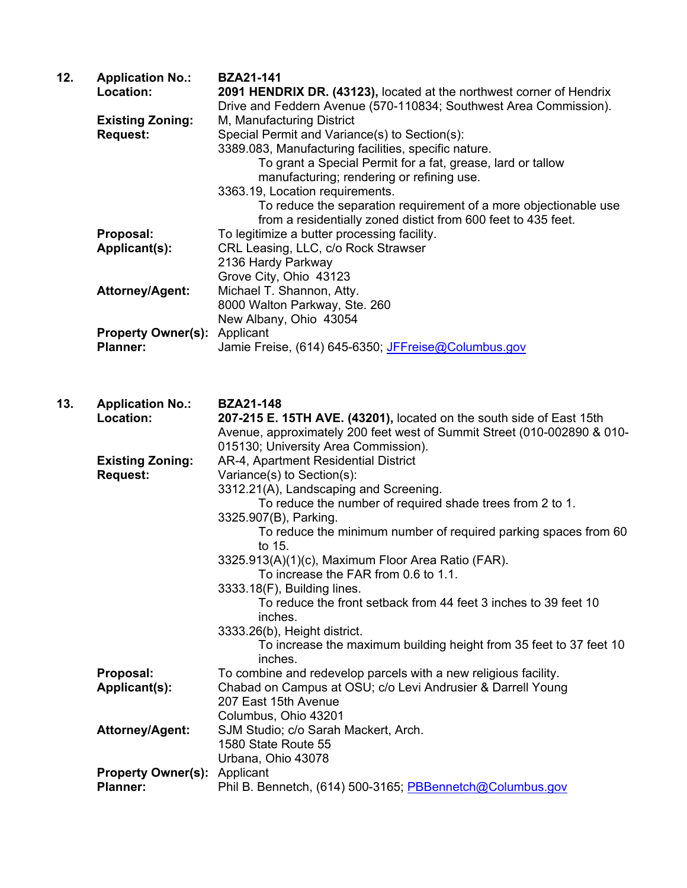**12.** **Application No.:** **BZA21-141**

**Location:** **2091 HENDRIX DR. (43123),** located at the northwest corner of Hendrix Drive and Feddern Avenue (570-110834; Southwest Area Commission).

**Existing Zoning:** M, Manufacturing District

**Request:** Special Permit and Variance(s) to Section(s):

3389.083, Manufacturing facilities, specific nature.
To grant a Special Permit for a fat, grease, lard or tallow manufacturing; rendering or refining use.

3363.19, Location requirements.
To reduce the separation requirement of a more objectionable use from a residentially zoned distict from 600 feet to 435 feet.

**Proposal:** To legitimize a butter processing facility.

**Applicant(s):** CRL Leasing, LLC, c/o Rock Strawser
2136 Hardy Parkway
Grove City, Ohio 43123

**Attorney/Agent:** Michael T. Shannon, Atty.
8000 Walton Parkway, Ste. 260
New Albany, Ohio 43054

**Property Owner(s):** Applicant

**Planner:** Jamie Freise, (614) 645-6350; JFFreise@Columbus.gov

**13.** **Application No.:** **BZA21-148**

**Location:** **207-215 E. 15TH AVE. (43201),** located on the south side of East 15th Avenue, approximately 200 feet west of Summit Street (010-002890 & 010-015130; University Area Commission).

**Existing Zoning:** AR-4, Apartment Residential District

**Request:** Variance(s) to Section(s):

3312.21(A), Landscaping and Screening.
To reduce the number of required shade trees from 2 to 1.

3325.907(B), Parking.
To reduce the minimum number of required parking spaces from 60 to 15.

3325.913(A)(1)(c), Maximum Floor Area Ratio (FAR).
To increase the FAR from 0.6 to 1.1.

3333.18(F), Building lines.
To reduce the front setback from 44 feet 3 inches to 39 feet 10 inches.

3333.26(b), Height district.
To increase the maximum building height from 35 feet to 37 feet 10 inches.

**Proposal:** To combine and redevelop parcels with a new religious facility.

**Applicant(s):** Chabad on Campus at OSU; c/o Levi Andrusier & Darrell Young
207 East 15th Avenue
Columbus, Ohio 43201

**Attorney/Agent:** SJM Studio; c/o Sarah Mackert, Arch.
1580 State Route 55
Urbana, Ohio 43078

**Property Owner(s):** Applicant

**Planner:** Phil B. Bennetch, (614) 500-3165; PBBennetch@Columbus.gov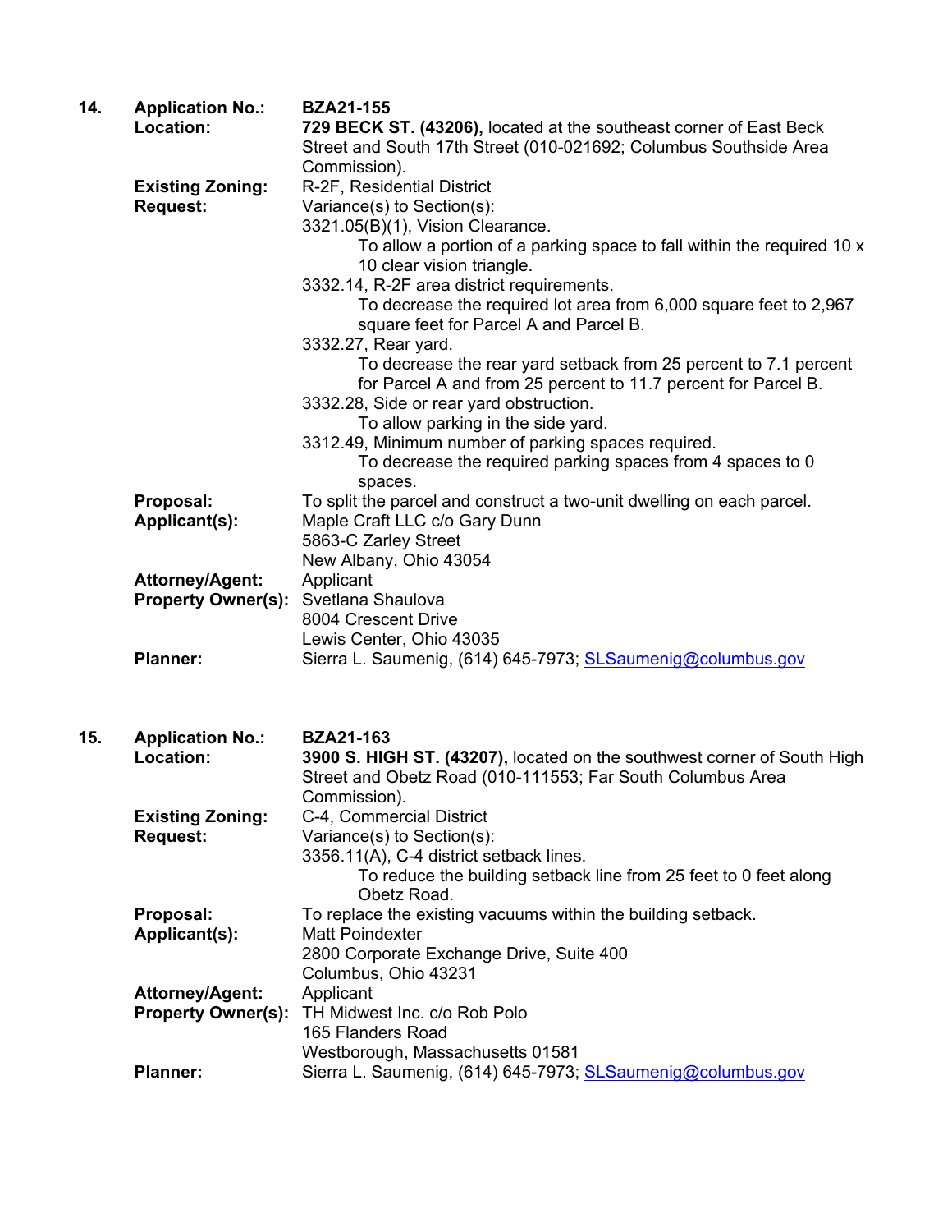**14. Application No.:** **BZA21-155**

**Location:** **729 BECK ST. (43206),** located at the southeast corner of East Beck Street and South 17th Street (010-021692; Columbus Southside Area Commission).

**Existing Zoning:** R-2F, Residential District

**Request:** Variance(s) to Section(s):

3321.05(B)(1), Vision Clearance.
- To allow a portion of a parking space to fall within the required 10 x 10 clear vision triangle.

3332.14, R-2F area district requirements.
- To decrease the required lot area from 6,000 square feet to 2,967 square feet for Parcel A and Parcel B.

3332.27, Rear yard.
- To decrease the rear yard setback from 25 percent to 7.1 percent for Parcel A and from 25 percent to 11.7 percent for Parcel B.

3332.28, Side or rear yard obstruction.
- To allow parking in the side yard.

3312.49, Minimum number of parking spaces required.
- To decrease the required parking spaces from 4 spaces to 0 spaces.

**Proposal:** To split the parcel and construct a two-unit dwelling on each parcel.

**Applicant(s):** Maple Craft LLC c/o Gary Dunn
5863-C Zarley Street
New Albany, Ohio 43054

**Attorney/Agent:** Applicant

**Property Owner(s):** Svetlana Shaulova
8004 Crescent Drive
Lewis Center, Ohio 43035

**Planner:** Sierra L. Saumenig, (614) 645-7973; SLSaumenig@columbus.gov

**15. Application No.:** **BZA21-163**

**Location:** **3900 S. HIGH ST. (43207),** located on the southwest corner of South High Street and Obetz Road (010-111553; Far South Columbus Area Commission).

**Existing Zoning:** C-4, Commercial District

**Request:** Variance(s) to Section(s):

3356.11(A), C-4 district setback lines.
- To reduce the building setback line from 25 feet to 0 feet along Obetz Road.

**Proposal:** To replace the existing vacuums within the building setback.

**Applicant(s):** Matt Poindexter
2800 Corporate Exchange Drive, Suite 400
Columbus, Ohio 43231

**Attorney/Agent:** Applicant

**Property Owner(s):** TH Midwest Inc. c/o Rob Polo
165 Flanders Road
Westborough, Massachusetts 01581

**Planner:** Sierra L. Saumenig, (614) 645-7973; SLSaumenig@columbus.gov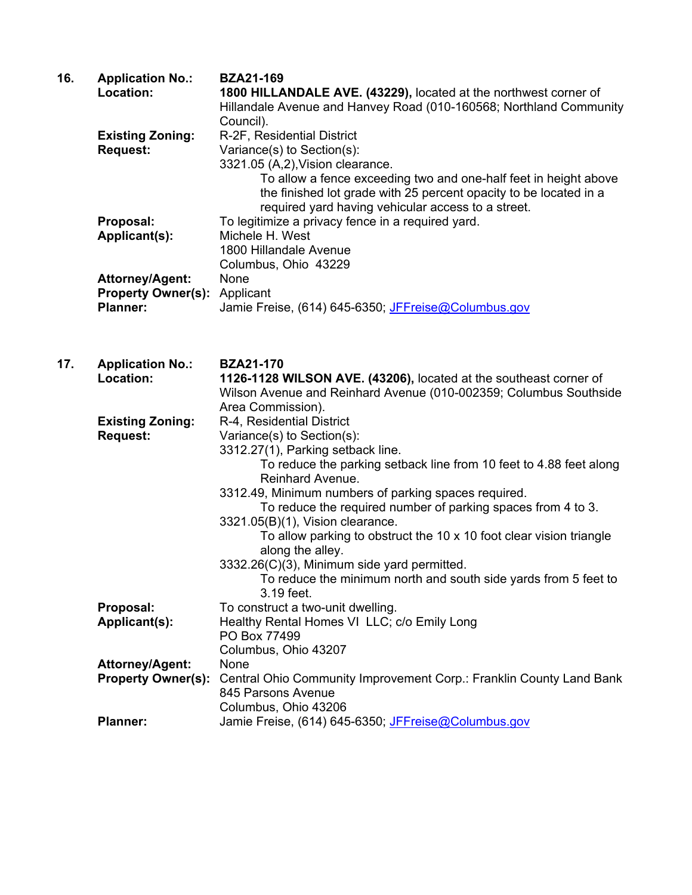**16. Application No.:** **BZA21-169**

**Location:** **1800 HILLANDALE AVE. (43229),** located at the northwest corner of Hillandale Avenue and Hanvey Road (010-160568; Northland Community Council).

**Existing Zoning:** R-2F, Residential District

**Request:** Variance(s) to Section(s):

3321.05 (A,2),Vision clearance.

To allow a fence exceeding two and one-half feet in height above the finished lot grade with 25 percent opacity to be located in a required yard having vehicular access to a street.

**Proposal:** To legitimize a privacy fence in a required yard.

**Applicant(s):** Michele H. West
1800 Hillandale Avenue
Columbus, Ohio 43229

**Attorney/Agent:** None

**Property Owner(s):** Applicant

**Planner:** Jamie Freise, (614) 645-6350; JFFreise@Columbus.gov

**17. Application No.:** **BZA21-170**

**Location:** **1126-1128 WILSON AVE. (43206),** located at the southeast corner of Wilson Avenue and Reinhard Avenue (010-002359; Columbus Southside Area Commission).

**Existing Zoning:** R-4, Residential District

**Request:** Variance(s) to Section(s):

3312.27(1), Parking setback line.

To reduce the parking setback line from 10 feet to 4.88 feet along Reinhard Avenue.

3312.49, Minimum numbers of parking spaces required.

To reduce the required number of parking spaces from 4 to 3.

3321.05(B)(1), Vision clearance.

To allow parking to obstruct the 10 x 10 foot clear vision triangle along the alley.

3332.26(C)(3), Minimum side yard permitted.

To reduce the minimum north and south side yards from 5 feet to 3.19 feet.

**Proposal:** To construct a two-unit dwelling.

**Applicant(s):** Healthy Rental Homes VI LLC; c/o Emily Long
PO Box 77499
Columbus, Ohio 43207

**Attorney/Agent:** None

**Property Owner(s):** Central Ohio Community Improvement Corp.: Franklin County Land Bank
845 Parsons Avenue
Columbus, Ohio 43206

**Planner:** Jamie Freise, (614) 645-6350; JFFreise@Columbus.gov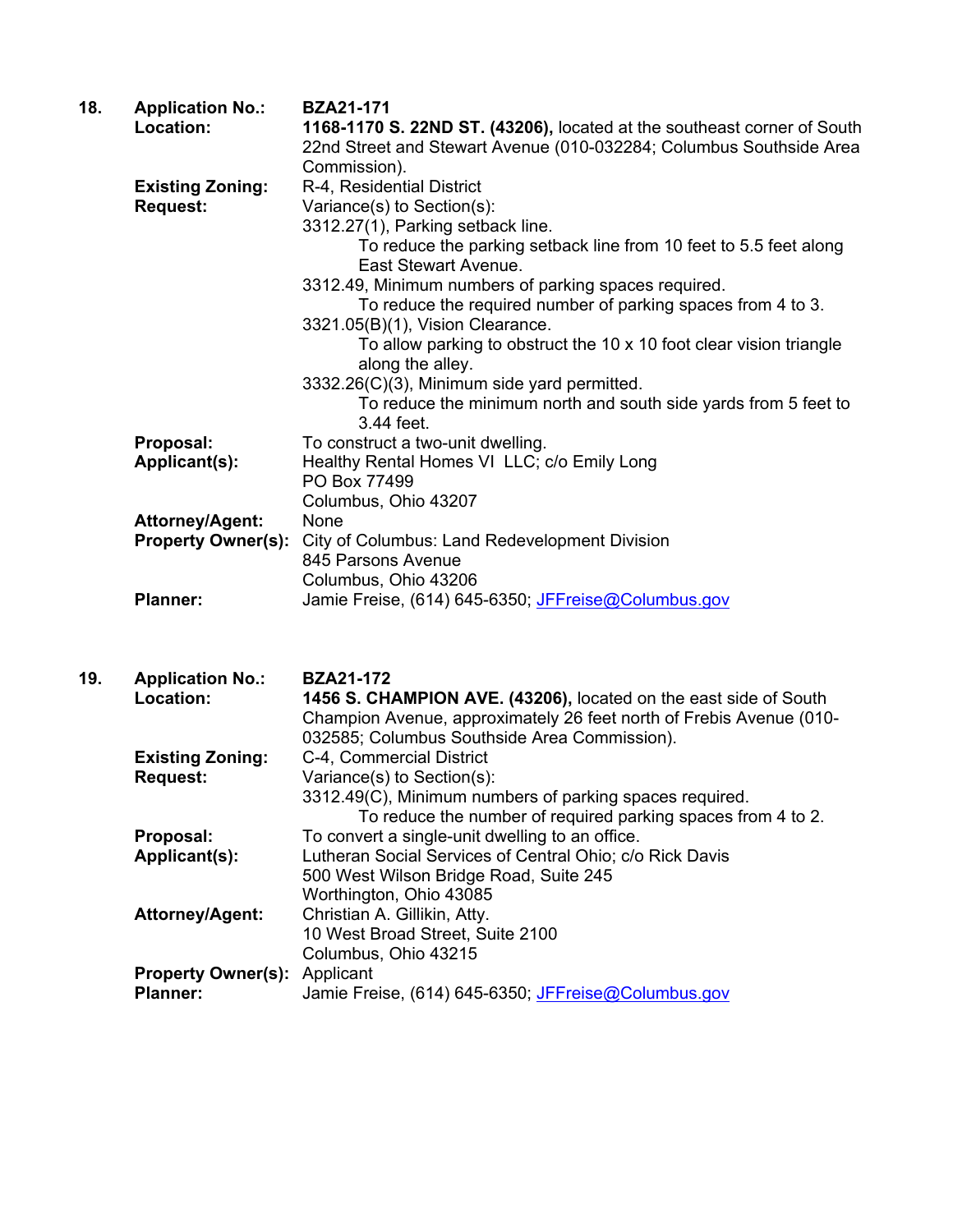**18.** **Application No.:** **BZA21-171**

**Location:** **1168-1170 S. 22ND ST. (43206),** located at the southeast corner of South 22nd Street and Stewart Avenue (010-032284; Columbus Southside Area Commission).

**Existing Zoning:** R-4, Residential District

**Request:** Variance(s) to Section(s):

3312.27(1), Parking setback line.
    To reduce the parking setback line from 10 feet to 5.5 feet along East Stewart Avenue.

3312.49, Minimum numbers of parking spaces required.
    To reduce the required number of parking spaces from 4 to 3.

3321.05(B)(1), Vision Clearance.
    To allow parking to obstruct the 10 x 10 foot clear vision triangle along the alley.

3332.26(C)(3), Minimum side yard permitted.
    To reduce the minimum north and south side yards from 5 feet to 3.44 feet.

**Proposal:** To construct a two-unit dwelling.

**Applicant(s):** Healthy Rental Homes VI LLC; c/o Emily Long
PO Box 77499
Columbus, Ohio 43207

**Attorney/Agent:** None

**Property Owner(s):** City of Columbus: Land Redevelopment Division
845 Parsons Avenue
Columbus, Ohio 43206

**Planner:** Jamie Freise, (614) 645-6350; JFFreise@Columbus.gov

**19.** **Application No.:** **BZA21-172**

**Location:** **1456 S. CHAMPION AVE. (43206),** located on the east side of South Champion Avenue, approximately 26 feet north of Frebis Avenue (010-032585; Columbus Southside Area Commission).

**Existing Zoning:** C-4, Commercial District

**Request:** Variance(s) to Section(s):

3312.49(C), Minimum numbers of parking spaces required.
    To reduce the number of required parking spaces from 4 to 2.

**Proposal:** To convert a single-unit dwelling to an office.

**Applicant(s):** Lutheran Social Services of Central Ohio; c/o Rick Davis
500 West Wilson Bridge Road, Suite 245
Worthington, Ohio 43085

**Attorney/Agent:** Christian A. Gillikin, Atty.
10 West Broad Street, Suite 2100
Columbus, Ohio 43215

**Property Owner(s):** Applicant

**Planner:** Jamie Freise, (614) 645-6350; JFFreise@Columbus.gov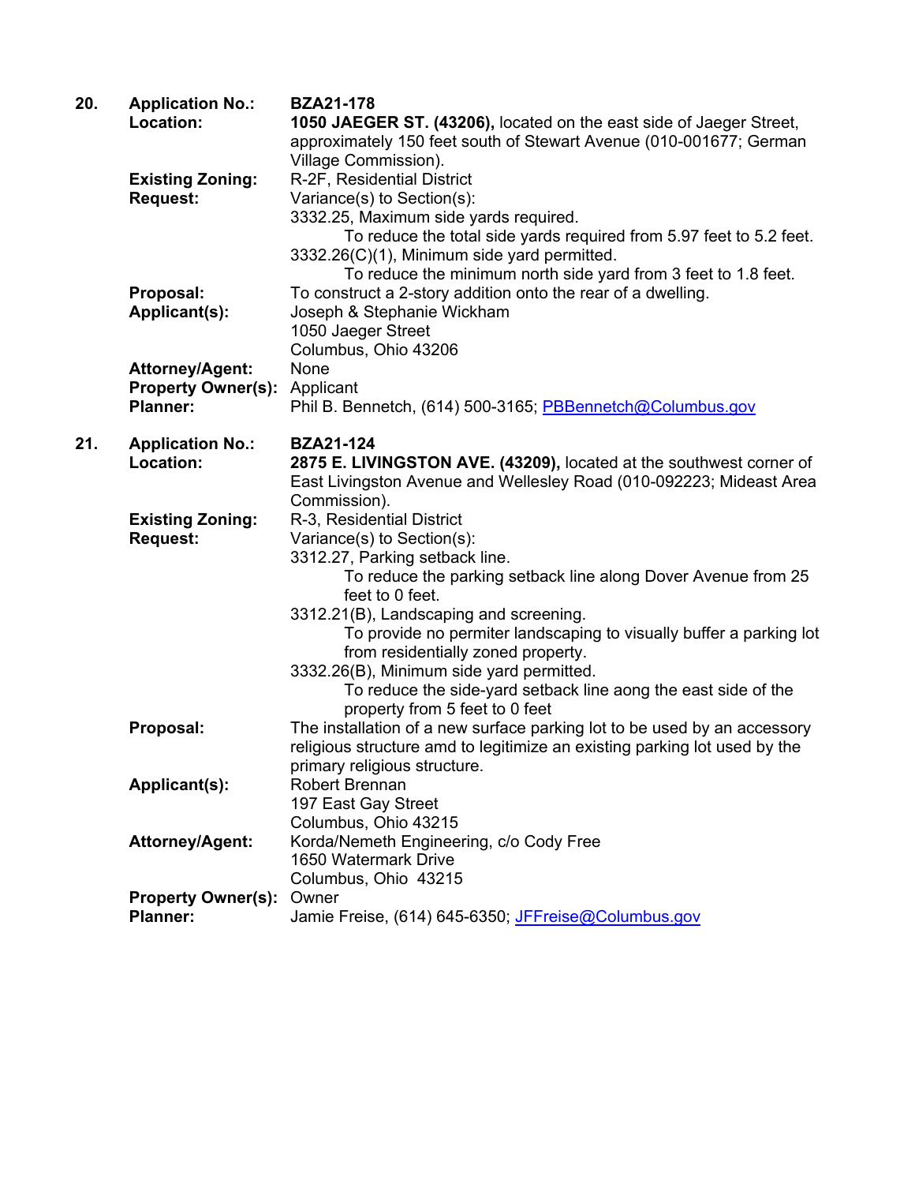**20.** **Application No.:** **BZA21-178**

**Location:** **1050 JAEGER ST. (43206),** located on the east side of Jaeger Street, approximately 150 feet south of Stewart Avenue (010-001677; German Village Commission).

**Existing Zoning:** R-2F, Residential District

**Request:** Variance(s) to Section(s):

3332.25, Maximum side yards required.

To reduce the total side yards required from 5.97 feet to 5.2 feet.

3332.26(C)(1), Minimum side yard permitted.

To reduce the minimum north side yard from 3 feet to 1.8 feet.

**Proposal:** To construct a 2-story addition onto the rear of a dwelling.

**Applicant(s):** Joseph & Stephanie Wickham
1050 Jaeger Street
Columbus, Ohio 43206

**Attorney/Agent:** None

**Property Owner(s):** Applicant

**Planner:** Phil B. Bennetch, (614) 500-3165; PBBennetch@Columbus.gov

**21.** **Application No.:** **BZA21-124**

**Location:** **2875 E. LIVINGSTON AVE. (43209),** located at the southwest corner of East Livingston Avenue and Wellesley Road (010-092223; Mideast Area Commission).

**Existing Zoning:** R-3, Residential District

**Request:** Variance(s) to Section(s):

3312.27, Parking setback line.

To reduce the parking setback line along Dover Avenue from 25 feet to 0 feet.

3312.21(B), Landscaping and screening.

To provide no permiter landscaping to visually buffer a parking lot from residentially zoned property.

3332.26(B), Minimum side yard permitted.

To reduce the side-yard setback line aong the east side of the property from 5 feet to 0 feet

**Proposal:** The installation of a new surface parking lot to be used by an accessory religious structure amd to legitimize an existing parking lot used by the primary religious structure.

**Applicant(s):** Robert Brennan
197 East Gay Street
Columbus, Ohio 43215

**Attorney/Agent:** Korda/Nemeth Engineering, c/o Cody Free
1650 Watermark Drive
Columbus, Ohio 43215

**Property Owner(s):** Owner

**Planner:** Jamie Freise, (614) 645-6350; JFFreise@Columbus.gov